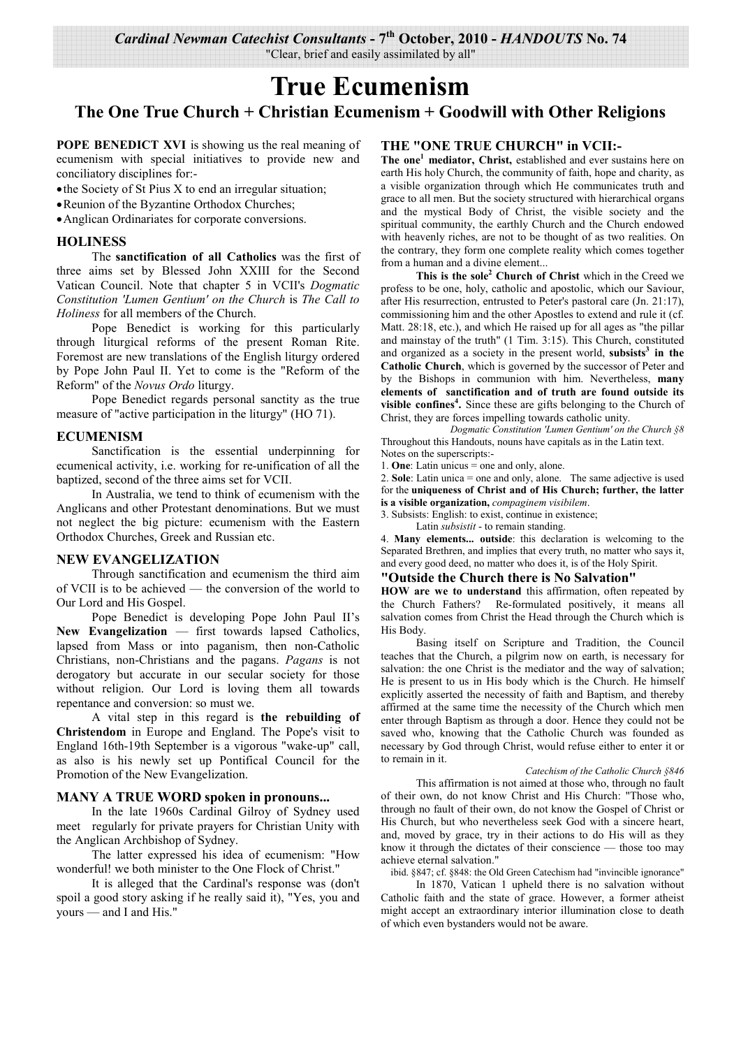*Cardinal Newman Catechist Consultants* - 7th October, 2010 - *HANDOUTS* No. 74

"Clear, brief and easily assimilated by all"

# True Ecumenism

## The One True Church + Christian Ecumenism + Goodwill with Other Religions

**POPE BENEDICT XVI** is showing us the real meaning of ecumenism with special initiatives to provide new and conciliatory disciplines for:-

- the Society of St Pius X to end an irregular situation;
- Reunion of the Byzantine Orthodox Churches;
- Anglican Ordinariates for corporate conversions.

### HOLINESS

The **sanctification of all Catholics** was the first of three aims set by Blessed John XXIII for the Second Vatican Council. Note that chapter 5 in VCII's *Dogmatic Constitution 'Lumen Gentium' on the Church* is *The Call to Holiness* for all members of the Church.

Pope Benedict is working for this particularly through liturgical reforms of the present Roman Rite. Foremost are new translations of the English liturgy ordered by Pope John Paul II. Yet to come is the "Reform of the Reform" of the *Novus Ordo* liturgy.

Pope Benedict regards personal sanctity as the true measure of "active participation in the liturgy" (HO 71).

### ECUMENISM

Sanctification is the essential underpinning for ecumenical activity, i.e. working for re-unification of all the baptized, second of the three aims set for VCII.

In Australia, we tend to think of ecumenism with the Anglicans and other Protestant denominations. But we must not neglect the big picture: ecumenism with the Eastern Orthodox Churches, Greek and Russian etc.

### NEW EVANGELIZATION

Through sanctification and ecumenism the third aim of VCII is to be achieved — the conversion of the world to Our Lord and His Gospel.

Pope Benedict is developing Pope John Paul II's **New Evangelization** — first towards lapsed Catholics, lapsed from Mass or into paganism, then non-Catholic Christians, non-Christians and the pagans. *Pagans* is not derogatory but accurate in our secular society for those without religion. Our Lord is loving them all towards repentance and conversion: so must we.

A vital step in this regard is **the rebuilding of Christendom** in Europe and England. The Pope's visit to England 16th-19th September is a vigorous "wake-up" call, as also is his newly set up Pontifical Council for the Promotion of the New Evangelization.

### MANY A TRUE WORD spoken in pronouns...

In the late 1960s Cardinal Gilroy of Sydney used meet regularly for private prayers for Christian Unity with the Anglican Archbishop of Sydney.

The latter expressed his idea of ecumenism: "How wonderful! we both minister to the One Flock of Christ."

It is alleged that the Cardinal's response was (don't spoil a good story asking if he really said it), "Yes, you and yours — and I and His."

### THE "ONE TRUE CHURCH" in VCII:-

**The one[1] mediator, Christ,** established and ever sustains here on earth His holy Church, the community of faith, hope and charity, as a visible organization through which He communicates truth and grace to all men. But the society structured with hierarchical organs and the mystical Body of Christ, the visible society and the spiritual community, the earthly Church and the Church endowed with heavenly riches, are not to be thought of as two realities. On the contrary, they form one complete reality which comes together from a human and a divine element...

**This is the sole[2] Church of Christ** which in the Creed we profess to be one, holy, catholic and apostolic, which our Saviour, after His resurrection, entrusted to Peter's pastoral care (Jn. 21:17), commissioning him and the other Apostles to extend and rule it (cf. Matt. 28:18, etc.), and which He raised up for all ages as "the pillar and mainstay of the truth" (1 Tim. 3:15). This Church, constituted and organized as a society in the present world, **subsists[3] in the Catholic Church**, which is governed by the successor of Peter and by the Bishops in communion with him. Nevertheless, **many elements of sanctification and of truth are found outside its visible confines[4].** Since these are gifts belonging to the Church of Christ, they are forces impelling towards catholic unity.

*Dogmatic Constitution 'Lumen Gentium' on the Church §8*

Throughout this Handouts, nouns have capitals as in the Latin text.

Notes on the superscripts:-

1. **One**: Latin unicus = one and only, alone.
2. **Sole**: Latin unica = one and only, alone. The same adjective is used for the **uniqueness of Christ and of His Church; further, the latter is a visible organization,** *compaginem visibilem*.
3. Subsists: English: to exist, continue in existence; Latin *subsistit* - to remain standing.
4. **Many elements... outside**: this declaration is welcoming to the Separated Brethren, and implies that every truth, no matter who says it, and every good deed, no matter who does it, is of the Holy Spirit.

### "Outside the Church there is No Salvation"

**HOW are we to understand** this affirmation, often repeated by the Church Fathers? Re-formulated positively, it means all salvation comes from Christ the Head through the Church which is His Body.

Basing itself on Scripture and Tradition, the Council teaches that the Church, a pilgrim now on earth, is necessary for salvation: the one Christ is the mediator and the way of salvation; He is present to us in His body which is the Church. He himself explicitly asserted the necessity of faith and Baptism, and thereby affirmed at the same time the necessity of the Church which men enter through Baptism as through a door. Hence they could not be saved who, knowing that the Catholic Church was founded as necessary by God through Christ, would refuse either to enter it or to remain in it.

*Catechism of the Catholic Church §846*

This affirmation is not aimed at those who, through no fault of their own, do not know Christ and His Church: "Those who, through no fault of their own, do not know the Gospel of Christ or His Church, but who nevertheless seek God with a sincere heart, and, moved by grace, try in their actions to do His will as they know it through the dictates of their conscience — those too may achieve eternal salvation."

ibid. §847; cf. §848: the Old Green Catechism had "invincible ignorance"

In 1870, Vatican 1 upheld there is no salvation without Catholic faith and the state of grace. However, a former atheist might accept an extraordinary interior illumination close to death of which even bystanders would not be aware.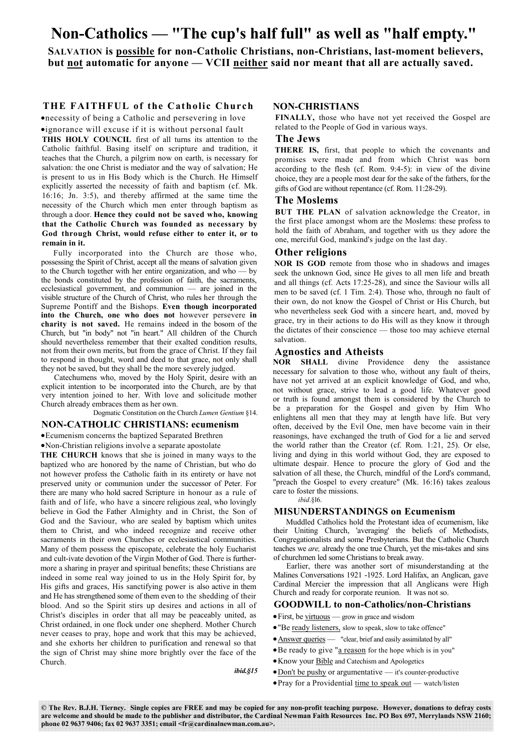# Non-Catholics — "The cup's half full" as well as "half empty."

**SALVATION is possible for non-Catholic Christians, non-Christians, last-moment believers, but not automatic for anyone — VCII neither said nor meant that all are actually saved.**

## THE FAITHFUL of the Catholic Church

- necessity of being a Catholic and persevering in love
- ignorance will excuse if it is without personal fault

**THIS HOLY COUNCIL** first of all turns its attention to the Catholic faithful. Basing itself on scripture and tradition, it teaches that the Church, a pilgrim now on earth, is necessary for salvation: the one Christ is mediator and the way of salvation; He is present to us in His Body which is the Church. He Himself explicitly asserted the necessity of faith and baptism (cf. Mk. 16:16; Jn. 3:5), and thereby affirmed at the same time the necessity of the Church which men enter through baptism as through a door. **Hence they could not be saved who, knowing that the Catholic Church was founded as necessary by God through Christ, would refuse either to enter it, or to remain in it.**

Fully incorporated into the Church are those who, possessing the Spirit of Christ, accept all the means of salvation given to the Church together with her entire organization, and who — by the bonds constituted by the profession of faith, the sacraments, ecclesiastical government, and communion — are joined in the visible structure of the Church of Christ, who rules her through the Supreme Pontiff and the Bishops. **Even though incorporated into the Church, one who does not** however persevere **in charity is not saved.** He remains indeed in the bosom of the Church, but "in body" not "in heart." All children of the Church should nevertheless remember that their exalted condition results, not from their own merits, but from the grace of Christ. If they fail to respond in thought, word and deed to that grace, not only shall they not be saved, but they shall be the more severely judged.

Catechumens who, moved by the Holy Spirit, desire with an explicit intention to be incorporated into the Church, are by that very intention joined to her. With love and solicitude mother Church already embraces them as her own.

Dogmatic Constitution on the Church *Lumen Gentium* §14.

## NON-CATHOLIC CHRISTIANS: ecumenism

- Ecumenism concerns the baptized Separated Brethren
- Non-Christian religions involve a separate apostolate

**THE CHURCH** knows that she is joined in many ways to the baptized who are honored by the name of Christian, but who do not however profess the Catholic faith in its entirety or have not preserved unity or communion under the successor of Peter. For there are many who hold sacred Scripture in honour as a rule of faith and of life, who have a sincere religious zeal, who lovingly believe in God the Father Almighty and in Christ, the Son of God and the Saviour, who are sealed by baptism which unites them to Christ, and who indeed recognize and receive other sacraments in their own Churches or ecclesiastical communities. Many of them possess the episcopate, celebrate the holy Eucharist and cult-ivate devotion of the Virgin Mother of God. There is further-more a sharing in prayer and spiritual benefits; these Christians are indeed in some real way joined to us in the Holy Spirit for, by His gifts and graces, His sanctifying power is also active in them and He has strengthened some of them even to the shedding of their blood. And so the Spirit stirs up desires and actions in all of Christ's disciples in order that all may be peaceably united, as Christ ordained, in one flock under one shepherd. Mother Church never ceases to pray, hope and work that this may be achieved, and she exhorts her children to purification and renewal so that the sign of Christ may shine more brightly over the face of the Church.

***ibid.§15***

## NON-CHRISTIANS

**FINALLY,** those who have not yet received the Gospel are related to the People of God in various ways.

### The Jews

**THERE IS,** first, that people to which the covenants and promises were made and from which Christ was born according to the flesh (cf. Rom. 9:4-5): in view of the divine choice, they are a people most dear for the sake of the fathers, for the gifts of God are without repentance (cf. Rom. 11:28-29).

### The Moslems

**BUT THE PLAN** of salvation acknowledge the Creator, in the first place amongst whom are the Moslems: these profess to hold the faith of Abraham, and together with us they adore the one, merciful God, mankind's judge on the last day.

### Other religions

**NOR IS GOD** remote from those who in shadows and images seek the unknown God, since He gives to all men life and breath and all things (cf. Acts 17:25-28), and since the Saviour wills all men to be saved (cf. 1 Tim. 2:4). Those who, through no fault of their own, do not know the Gospel of Christ or His Church, but who nevertheless seek God with a sincere heart, and, moved by grace, try in their actions to do His will as they know it through the dictates of their conscience — those too may achieve eternal salvation.

### Agnostics and Atheists

**NOR SHALL** divine Providence deny the assistance necessary for salvation to those who, without any fault of theirs, have not yet arrived at an explicit knowledge of God, and who, not without grace, strive to lead a good life. Whatever good or truth is found amongst them is considered by the Church to be a preparation for the Gospel and given by Him Who enlightens all men that they may at length have life. But very often, deceived by the Evil One, men have become vain in their reasonings, have exchanged the truth of God for a lie and served the world rather than the Creator (cf. Rom. 1:21, 25). Or else, living and dying in this world without God, they are exposed to ultimate despair. Hence to procure the glory of God and the salvation of all these, the Church, mindful of the Lord's command, "preach the Gospel to every creature" (Mk. 16:16) takes zealous care to foster the missions.

*ibid.*§l6.

## MISUNDERSTANDINGS on Ecumenism

Muddled Catholics hold the Protestant idea of ecumenism, like their Uniting Church, 'averaging' the beliefs of Methodists, Congregationalists and some Presbyterians. But the Catholic Church teaches we *are,* already the one true Church, yet the mis-takes and sins of churchmen led some Christians to break away.

Earlier, there was another sort of misunderstanding at the Malines Conversations 1921 -1925. Lord Halifax, an Anglican, gave Cardinal Mercier the impression that all Anglicans were High Church and ready for corporate reunion. It was not so.

## GOODWILL to non-Catholics/non-Christians

- First, be virtuous — grow in grace and wisdom
- "Be ready listeners, slow to speak, slow to take offence"
- Answer queries — "clear, brief and easily assimilated by all"
- Be ready to give "a reason for the hope which is in you"
- Know your Bible and Catechism and Apologetics
- Don't be pushy or argumentative — it's counter-productive
- Pray for a Providential time to speak out — watch/listen

**© The Rev. B.J.H. Tierney. Single copies are FREE and may be copied for any non-profit teaching purpose. However, donations to defray costs are welcome and should be made to the publisher and distributor, the Cardinal Newman Faith Resources Inc. PO Box 697, Merrylands NSW 2160; phone 02 9637 9406; fax 02 9637 3351; email <fr@cardinalnewman.com.au>.**